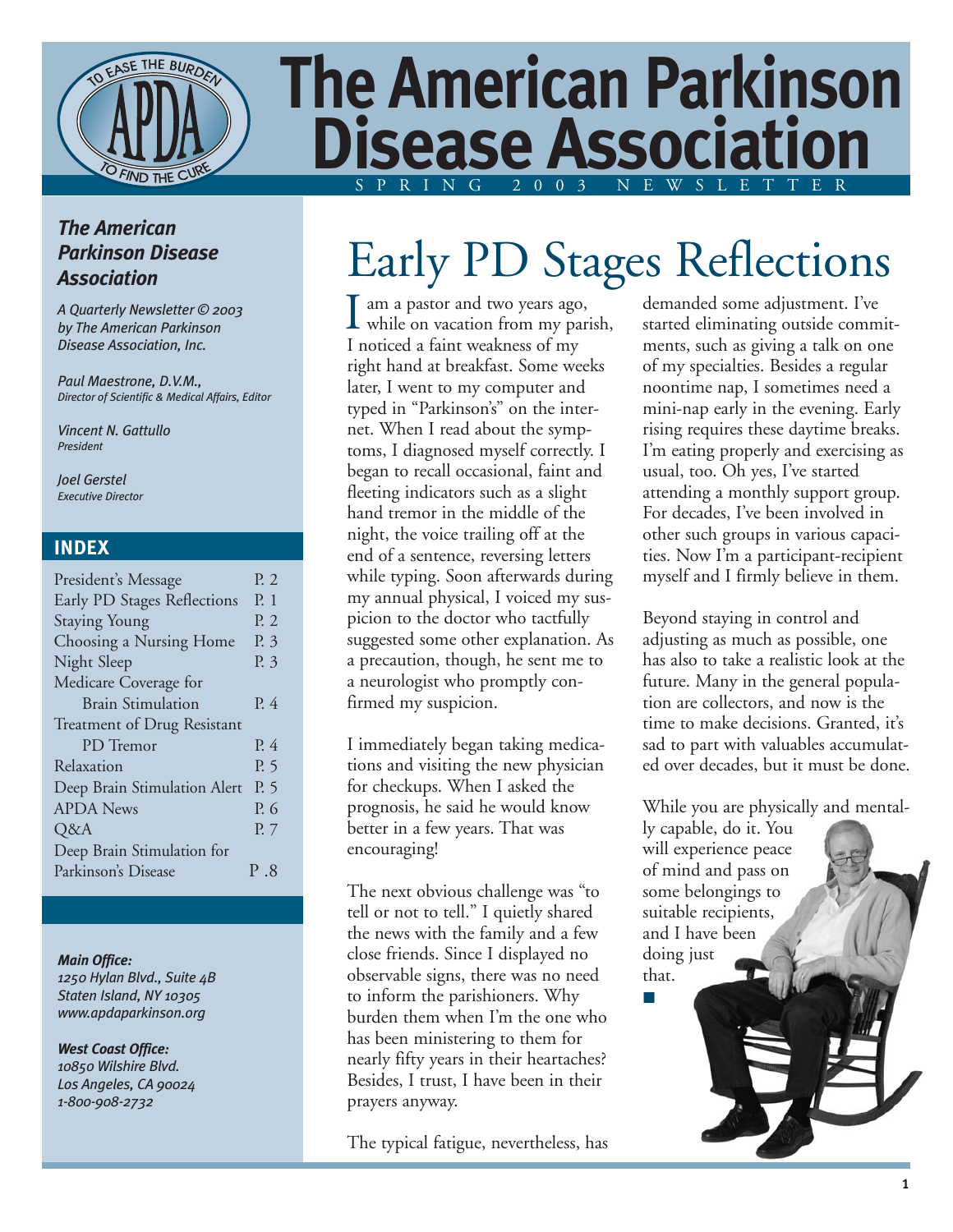# The American Parkinson Disease Association

SPRING 2003 NEWSLETTER

**The American Parkinson Disease Association**

*A Quarterly Newsletter © 2003 by The American Parkinson Disease Association, Inc.*

*Paul Maestrone, D.V.M.,*
*Director of Scientific & Medical Affairs, Editor*

*Vincent N. Gattullo*
*President*

*Joel Gerstel*
*Executive Director*

## INDEX

| | |
|---|---|
| President's Message | P. 2 |
| Early PD Stages Reflections | P. 1 |
| Staying Young | P. 2 |
| Choosing a Nursing Home | P. 3 |
| Night Sleep | P. 3 |
| Medicare Coverage for Brain Stimulation | P. 4 |
| Treatment of Drug Resistant PD Tremor | P. 4 |
| Relaxation | P. 5 |
| Deep Brain Stimulation Alert | P. 5 |
| APDA News | P. 6 |
| Q&A | P. 7 |
| Deep Brain Stimulation for Parkinson's Disease | P .8 |

***Main Office:***
*1250 Hylan Blvd., Suite 4B*
*Staten Island, NY 10305*
*www.apdaparkinson.org*

***West Coast Office:***
*10850 Wilshire Blvd.*
*Los Angeles, CA 90024*
*1-800-908-2732*

# Early PD Stages Reflections

I am a pastor and two years ago, while on vacation from my parish, I noticed a faint weakness of my right hand at breakfast. Some weeks later, I went to my computer and typed in "Parkinson's" on the internet. When I read about the symptoms, I diagnosed myself correctly. I began to recall occasional, faint and fleeting indicators such as a slight hand tremor in the middle of the night, the voice trailing off at the end of a sentence, reversing letters while typing. Soon afterwards during my annual physical, I voiced my suspicion to the doctor who tactfully suggested some other explanation. As a precaution, though, he sent me to a neurologist who promptly confirmed my suspicion.

I immediately began taking medications and visiting the new physician for checkups. When I asked the prognosis, he said he would know better in a few years. That was encouraging!

The next obvious challenge was "to tell or not to tell." I quietly shared the news with the family and a few close friends. Since I displayed no observable signs, there was no need to inform the parishioners. Why burden them when I'm the one who has been ministering to them for nearly fifty years in their heartaches? Besides, I trust, I have been in their prayers anyway.

The typical fatigue, nevertheless, has demanded some adjustment. I've started eliminating outside commitments, such as giving a talk on one of my specialties. Besides a regular noontime nap, I sometimes need a mini-nap early in the evening. Early rising requires these daytime breaks. I'm eating properly and exercising as usual, too. Oh yes, I've started attending a monthly support group. For decades, I've been involved in other such groups in various capacities. Now I'm a participant-recipient myself and I firmly believe in them.

Beyond staying in control and adjusting as much as possible, one has also to take a realistic look at the future. Many in the general population are collectors, and now is the time to make decisions. Granted, it's sad to part with valuables accumulated over decades, but it must be done.

While you are physically and mentally capable, do it. You will experience peace of mind and pass on some belongings to suitable recipients, and I have been doing just that. ■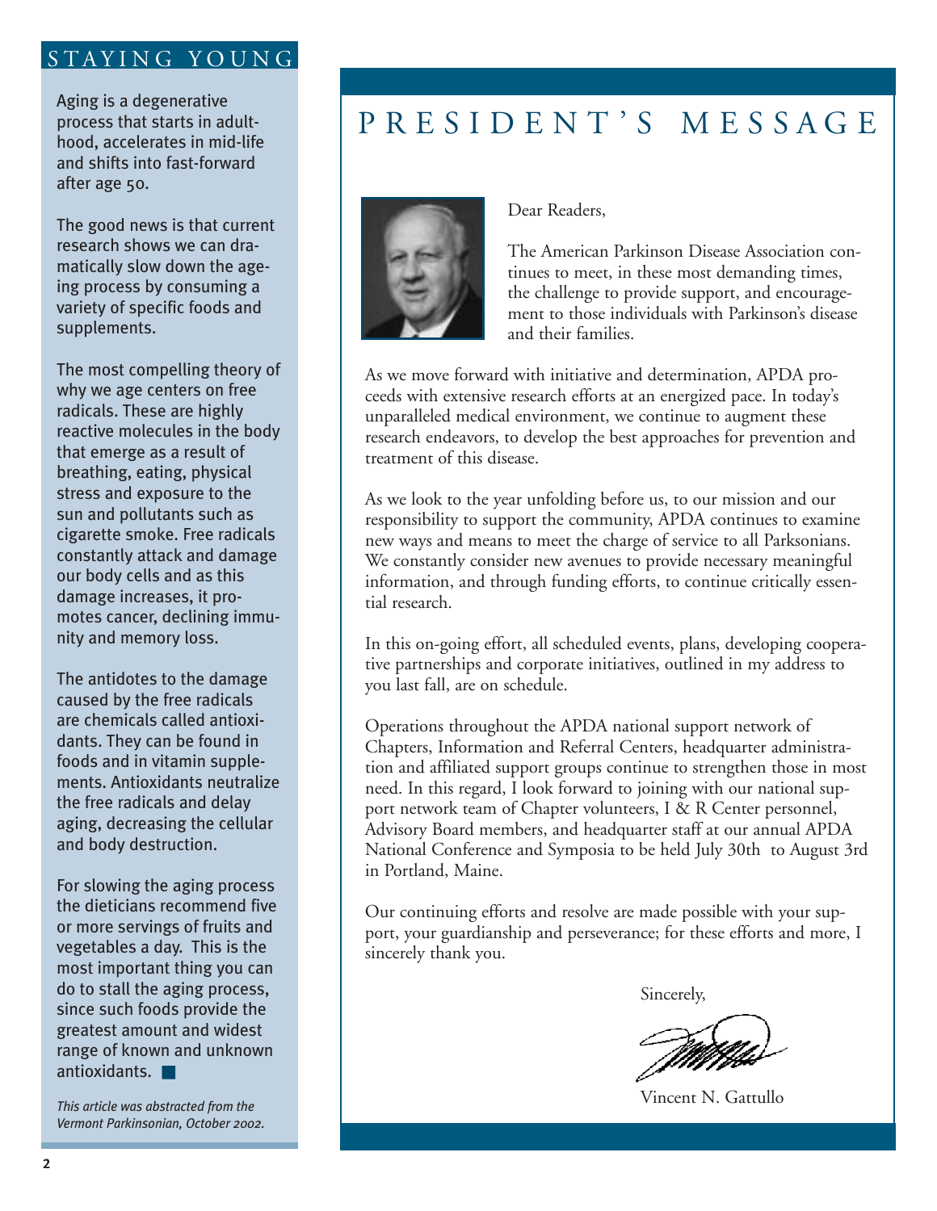## STAYING YOUNG

Aging is a degenerative process that starts in adulthood, accelerates in mid-life and shifts into fast-forward after age 50.

The good news is that current research shows we can dramatically slow down the ageing process by consuming a variety of specific foods and supplements.

The most compelling theory of why we age centers on free radicals. These are highly reactive molecules in the body that emerge as a result of breathing, eating, physical stress and exposure to the sun and pollutants such as cigarette smoke. Free radicals constantly attack and damage our body cells and as this damage increases, it promotes cancer, declining immunity and memory loss.

The antidotes to the damage caused by the free radicals are chemicals called antioxidants. They can be found in foods and in vitamin supplements. Antioxidants neutralize the free radicals and delay aging, decreasing the cellular and body destruction.

For slowing the aging process the dieticians recommend five or more servings of fruits and vegetables a day. This is the most important thing you can do to stall the aging process, since such foods provide the greatest amount and widest range of known and unknown antioxidants. ■

*This article was abstracted from the Vermont Parkinsonian, October 2002.*

# PRESIDENT'S MESSAGE

Dear Readers,

The American Parkinson Disease Association continues to meet, in these most demanding times, the challenge to provide support, and encouragement to those individuals with Parkinson's disease and their families.

As we move forward with initiative and determination, APDA proceeds with extensive research efforts at an energized pace. In today's unparalleled medical environment, we continue to augment these research endeavors, to develop the best approaches for prevention and treatment of this disease.

As we look to the year unfolding before us, to our mission and our responsibility to support the community, APDA continues to examine new ways and means to meet the charge of service to all Parksonians. We constantly consider new avenues to provide necessary meaningful information, and through funding efforts, to continue critically essential research.

In this on-going effort, all scheduled events, plans, developing cooperative partnerships and corporate initiatives, outlined in my address to you last fall, are on schedule.

Operations throughout the APDA national support network of Chapters, Information and Referral Centers, headquarter administration and affiliated support groups continue to strengthen those in most need. In this regard, I look forward to joining with our national support network team of Chapter volunteers, I & R Center personnel, Advisory Board members, and headquarter staff at our annual APDA National Conference and Symposia to be held July 30th to August 3rd in Portland, Maine.

Our continuing efforts and resolve are made possible with your support, your guardianship and perseverance; for these efforts and more, I sincerely thank you.

Sincerely,

Vincent N. Gattullo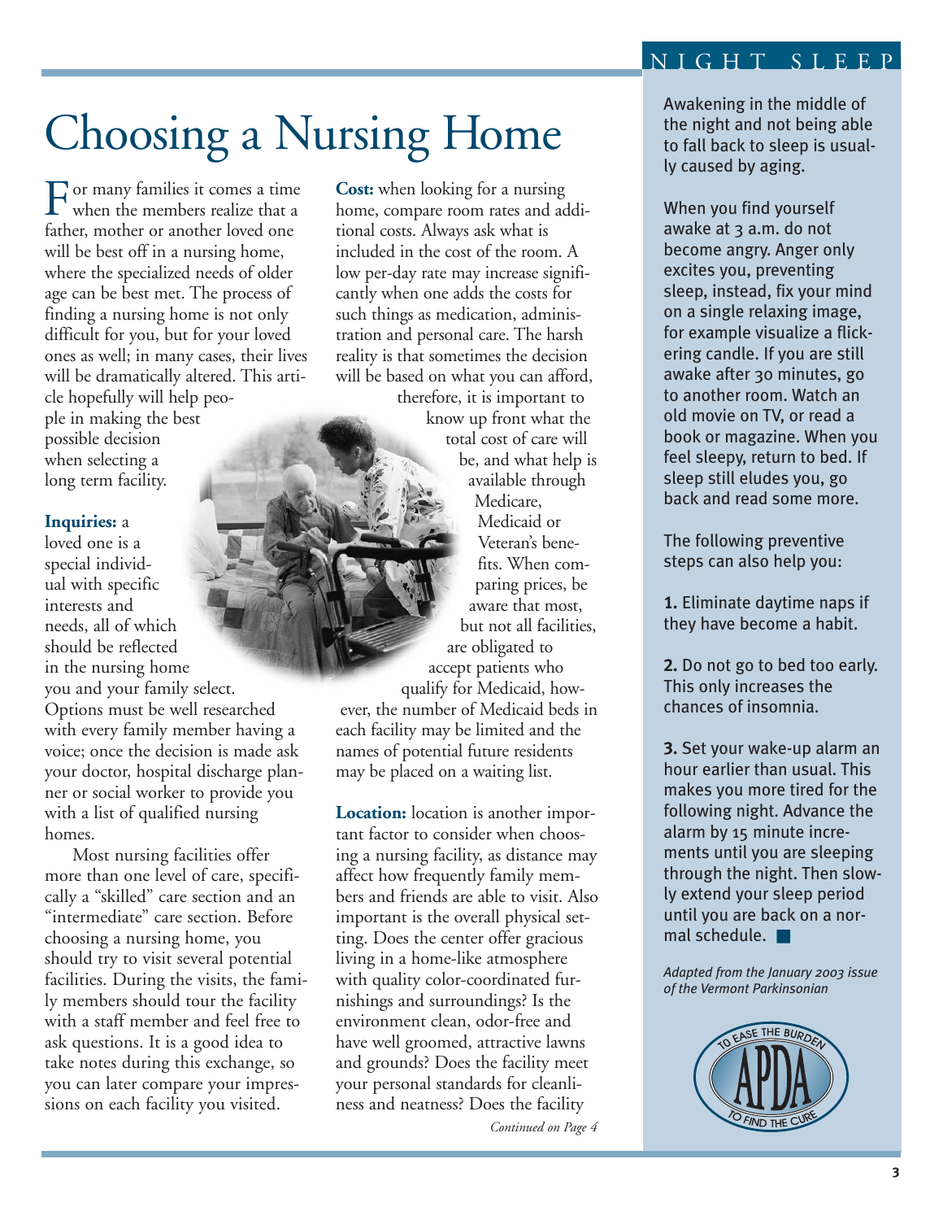# Choosing a Nursing Home

For many families it comes a time when the members realize that a father, mother or another loved one will be best off in a nursing home, where the specialized needs of older age can be best met. The process of finding a nursing home is not only difficult for you, but for your loved ones as well; in many cases, their lives will be dramatically altered. This article hopefully will help people in making the best possible decision when selecting a long term facility.

**Inquiries:** a loved one is a special individual with specific interests and needs, all of which should be reflected in the nursing home you and your family select. Options must be well researched with every family member having a voice; once the decision is made ask your doctor, hospital discharge planner or social worker to provide you with a list of qualified nursing homes.

Most nursing facilities offer more than one level of care, specifically a "skilled" care section and an "intermediate" care section. Before choosing a nursing home, you should try to visit several potential facilities. During the visits, the family members should tour the facility with a staff member and feel free to ask questions. It is a good idea to take notes during this exchange, so you can later compare your impressions on each facility you visited.

**Cost:** when looking for a nursing home, compare room rates and additional costs. Always ask what is included in the cost of the room. A low per-day rate may increase significantly when one adds the costs for such things as medication, administration and personal care. The harsh reality is that sometimes the decision will be based on what you can afford, therefore, it is important to know up front what the total cost of care will be, and what help is available through Medicare, Medicaid or Veteran's benefits. When comparing prices, be aware that most, but not all facilities, are obligated to accept patients who qualify for Medicaid, however, the number of Medicaid beds in each facility may be limited and the names of potential future residents may be placed on a waiting list.

**Location:** location is another important factor to consider when choosing a nursing facility, as distance may affect how frequently family members and friends are able to visit. Also important is the overall physical setting. Does the center offer gracious living in a home-like atmosphere with quality color-coordinated furnishings and surroundings? Is the environment clean, odor-free and have well groomed, attractive lawns and grounds? Does the facility meet your personal standards for cleanliness and neatness? Does the facility

*Continued on Page 4*

## NIGHT SLEEP

Awakening in the middle of the night and not being able to fall back to sleep is usually caused by aging.

When you find yourself awake at 3 a.m. do not become angry. Anger only excites you, preventing sleep, instead, fix your mind on a single relaxing image, for example visualize a flickering candle. If you are still awake after 30 minutes, go to another room. Watch an old movie on TV, or read a book or magazine. When you feel sleepy, return to bed. If sleep still eludes you, go back and read some more.

The following preventive steps can also help you:

**1.** Eliminate daytime naps if they have become a habit.

**2.** Do not go to bed too early. This only increases the chances of insomnia.

**3.** Set your wake-up alarm an hour earlier than usual. This makes you more tired for the following night. Advance the alarm by 15 minute increments until you are sleeping through the night. Then slowly extend your sleep period until you are back on a normal schedule. ■

*Adapted from the January 2003 issue of the Vermont Parkinsonian*

TO EASE THE BURDEN APDA TO FIND THE CURE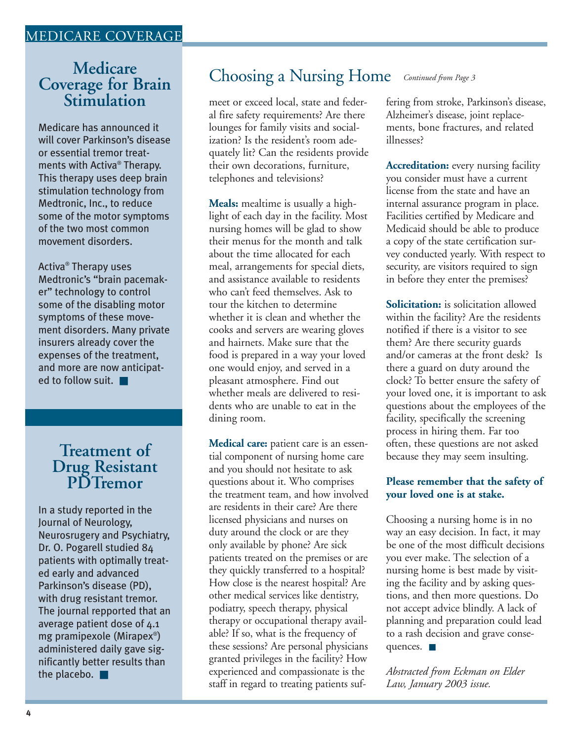## Medicare Coverage for Brain Stimulation

Medicare has announced it will cover Parkinson's disease or essential tremor treatments with Activa® Therapy. This therapy uses deep brain stimulation technology from Medtronic, Inc., to reduce some of the motor symptoms of the two most common movement disorders.

Activa® Therapy uses Medtronic's "brain pacemaker" technology to control some of the disabling motor symptoms of these movement disorders. Many private insurers already cover the expenses of the treatment, and more are now anticipated to follow suit. ■

## Treatment of Drug Resistant PDTremor

In a study reported in the Journal of Neurology, Neurosrugery and Psychiatry, Dr. O. Pogarell studied 84 patients with optimally treated early and advanced Parkinson's disease (PD), with drug resistant tremor. The journal repported that an average patient dose of 4.1 mg pramipexole (Mirapex®) administered daily gave significantly better results than the placebo. ■

## Choosing a Nursing Home

*Continued from Page 3*

meet or exceed local, state and federal fire safety requirements? Are there lounges for family visits and socialization? Is the resident's room adequately lit? Can the residents provide their own decorations, furniture, telephones and televisions?

**Meals:** mealtime is usually a highlight of each day in the facility. Most nursing homes will be glad to show their menus for the month and talk about the time allocated for each meal, arrangements for special diets, and assistance available to residents who can't feed themselves. Ask to tour the kitchen to determine whether it is clean and whether the cooks and servers are wearing gloves and hairnets. Make sure that the food is prepared in a way your loved one would enjoy, and served in a pleasant atmosphere. Find out whether meals are delivered to residents who are unable to eat in the dining room.

**Medical care:** patient care is an essential component of nursing home care and you should not hesitate to ask questions about it. Who comprises the treatment team, and how involved are residents in their care? Are there licensed physicians and nurses on duty around the clock or are they only available by phone? Are sick patients treated on the premises or are they quickly transferred to a hospital? How close is the nearest hospital? Are other medical services like dentistry, podiatry, speech therapy, physical therapy or occupational therapy available? If so, what is the frequency of these sessions? Are personal physicians granted privileges in the facility? How experienced and compassionate is the staff in regard to treating patients suffering from stroke, Parkinson's disease, Alzheimer's disease, joint replacements, bone fractures, and related illnesses?

**Accreditation:** every nursing facility you consider must have a current license from the state and have an internal assurance program in place. Facilities certified by Medicare and Medicaid should be able to produce a copy of the state certification survey conducted yearly. With respect to security, are visitors required to sign in before they enter the premises?

**Solicitation:** is solicitation allowed within the facility? Are the residents notified if there is a visitor to see them? Are there security guards and/or cameras at the front desk? Is there a guard on duty around the clock? To better ensure the safety of your loved one, it is important to ask questions about the employees of the facility, specifically the screening process in hiring them. Far too often, these questions are not asked because they may seem insulting.

**Please remember that the safety of your loved one is at stake.**

Choosing a nursing home is in no way an easy decision. In fact, it may be one of the most difficult decisions you ever make. The selection of a nursing home is best made by visiting the facility and by asking questions, and then more questions. Do not accept advice blindly. A lack of planning and preparation could lead to a rash decision and grave consequences. ■

*Abstracted from Eckman on Elder Law, January 2003 issue.*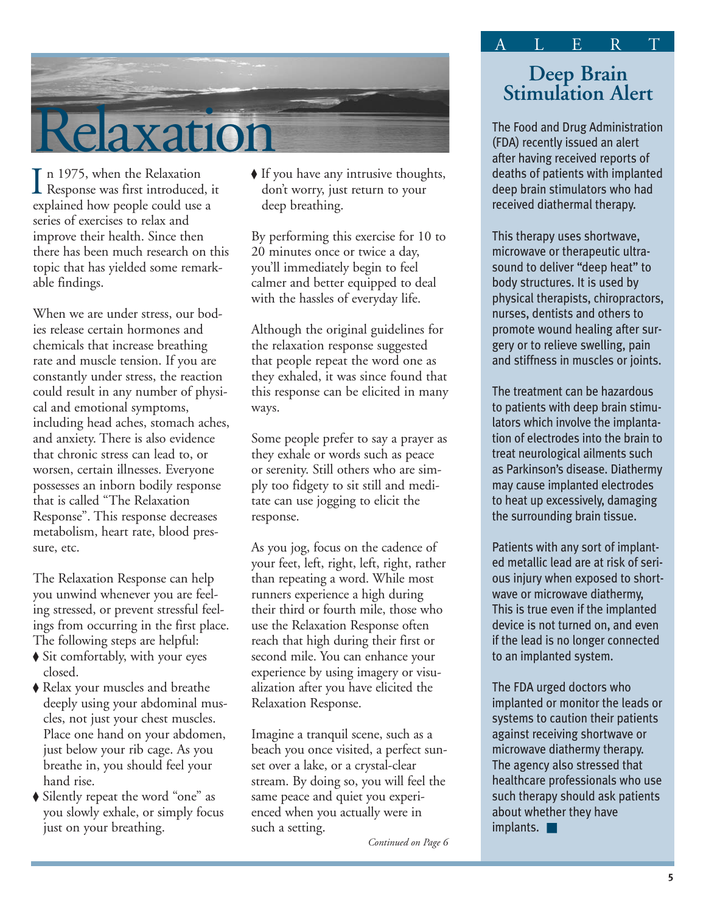# Relaxation

In 1975, when the Relaxation Response was first introduced, it explained how people could use a series of exercises to relax and improve their health. Since then there has been much research on this topic that has yielded some remarkable findings.

When we are under stress, our bodies release certain hormones and chemicals that increase breathing rate and muscle tension. If you are constantly under stress, the reaction could result in any number of physical and emotional symptoms, including head aches, stomach aches, and anxiety. There is also evidence that chronic stress can lead to, or worsen, certain illnesses. Everyone possesses an inborn bodily response that is called "The Relaxation Response". This response decreases metabolism, heart rate, blood pressure, etc.

The Relaxation Response can help you unwind whenever you are feeling stressed, or prevent stressful feelings from occurring in the first place. The following steps are helpful:

- Sit comfortably, with your eyes closed.
- Relax your muscles and breathe deeply using your abdominal muscles, not just your chest muscles. Place one hand on your abdomen, just below your rib cage. As you breathe in, you should feel your hand rise.
- Silently repeat the word "one" as you slowly exhale, or simply focus just on your breathing.
- If you have any intrusive thoughts, don't worry, just return to your deep breathing.

By performing this exercise for 10 to 20 minutes once or twice a day, you'll immediately begin to feel calmer and better equipped to deal with the hassles of everyday life.

Although the original guidelines for the relaxation response suggested that people repeat the word one as they exhaled, it was since found that this response can be elicited in many ways.

Some people prefer to say a prayer as they exhale or words such as peace or serenity. Still others who are simply too fidgety to sit still and meditate can use jogging to elicit the response.

As you jog, focus on the cadence of your feet, left, right, left, right, rather than repeating a word. While most runners experience a high during their third or fourth mile, those who use the Relaxation Response often reach that high during their first or second mile. You can enhance your experience by using imagery or visualization after you have elicited the Relaxation Response.

Imagine a tranquil scene, such as a beach you once visited, a perfect sunset over a lake, or a crystal-clear stream. By doing so, you will feel the same peace and quiet you experienced when you actually were in such a setting.

*Continued on Page 6*

ALERT

## Deep Brain Stimulation Alert

The Food and Drug Administration (FDA) recently issued an alert after having received reports of deaths of patients with implanted deep brain stimulators who had received diathermal therapy.

This therapy uses shortwave, microwave or therapeutic ultrasound to deliver "deep heat" to body structures. It is used by physical therapists, chiropractors, nurses, dentists and others to promote wound healing after surgery or to relieve swelling, pain and stiffness in muscles or joints.

The treatment can be hazardous to patients with deep brain stimulators which involve the implantation of electrodes into the brain to treat neurological ailments such as Parkinson's disease. Diathermy may cause implanted electrodes to heat up excessively, damaging the surrounding brain tissue.

Patients with any sort of implanted metallic lead are at risk of serious injury when exposed to shortwave or microwave diathermy, This is true even if the implanted device is not turned on, and even if the lead is no longer connected to an implanted system.

The FDA urged doctors who implanted or monitor the leads or systems to caution their patients against receiving shortwave or microwave diathermy therapy. The agency also stressed that healthcare professionals who use such therapy should ask patients about whether they have implants. ■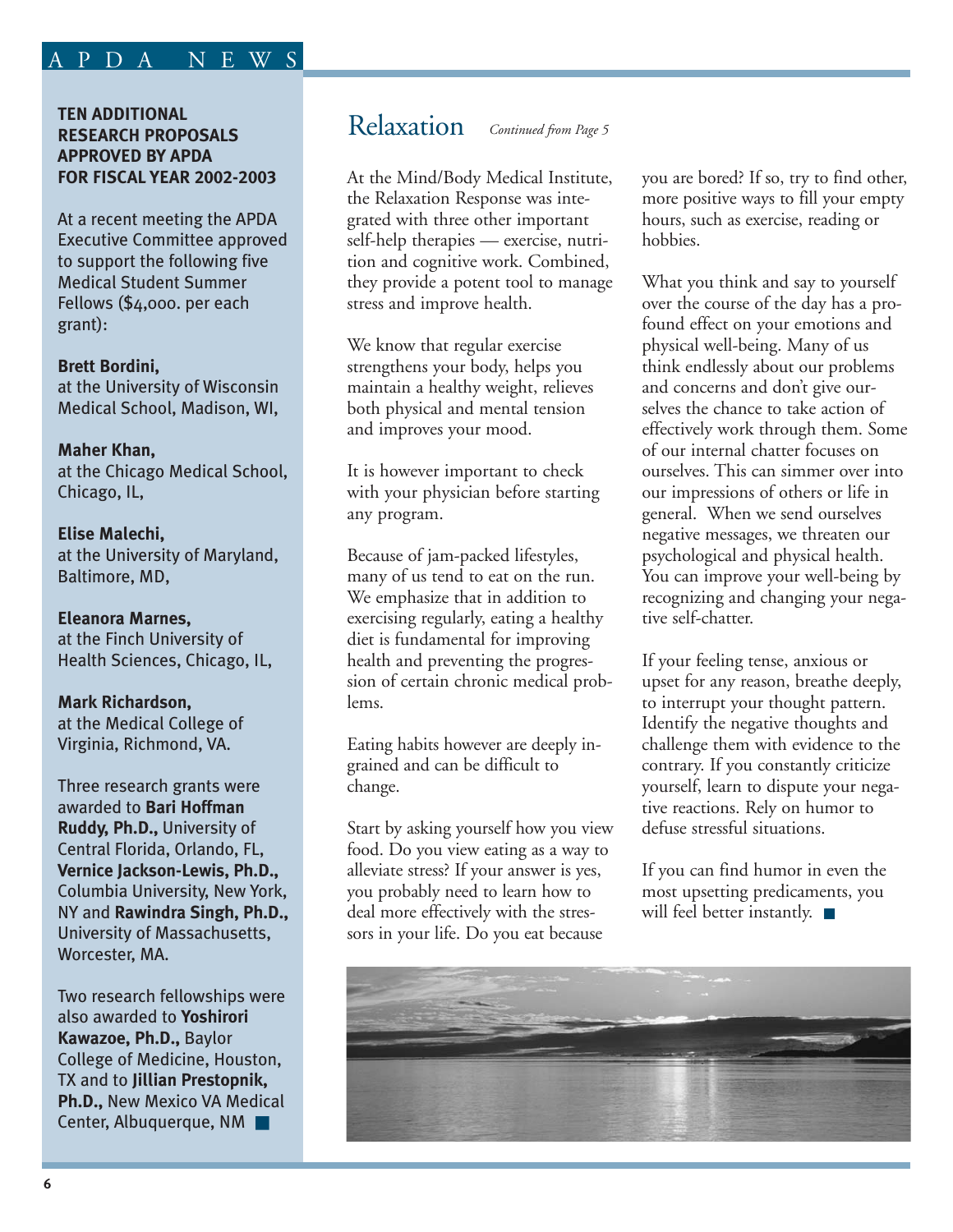## TEN ADDITIONAL RESEARCH PROPOSALS APPROVED BY APDA FOR FISCAL YEAR 2002-2003

At a recent meeting the APDA Executive Committee approved to support the following five Medical Student Summer Fellows ($4,000. per each grant):

**Brett Bordini,**
at the University of Wisconsin Medical School, Madison, WI,

**Maher Khan,**
at the Chicago Medical School, Chicago, IL,

**Elise Malechi,**
at the University of Maryland, Baltimore, MD,

**Eleanora Marnes,**
at the Finch University of Health Sciences, Chicago, IL,

**Mark Richardson,**
at the Medical College of Virginia, Richmond, VA.

Three research grants were awarded to **Bari Hoffman Ruddy, Ph.D.,** University of Central Florida, Orlando, FL, **Vernice Jackson-Lewis, Ph.D.,** Columbia University, New York, NY and **Rawindra Singh, Ph.D.,** University of Massachusetts, Worcester, MA.

Two research fellowships were also awarded to **Yoshirori Kawazoe, Ph.D.,** Baylor College of Medicine, Houston, TX and to **Jillian Prestopnik, Ph.D.,** New Mexico VA Medical Center, Albuquerque, NM

## Relaxation *Continued from Page 5*

At the Mind/Body Medical Institute, the Relaxation Response was integrated with three other important self-help therapies — exercise, nutrition and cognitive work. Combined, they provide a potent tool to manage stress and improve health.

We know that regular exercise strengthens your body, helps you maintain a healthy weight, relieves both physical and mental tension and improves your mood.

It is however important to check with your physician before starting any program.

Because of jam-packed lifestyles, many of us tend to eat on the run. We emphasize that in addition to exercising regularly, eating a healthy diet is fundamental for improving health and preventing the progression of certain chronic medical problems.

Eating habits however are deeply ingrained and can be difficult to change.

Start by asking yourself how you view food. Do you view eating as a way to alleviate stress? If your answer is yes, you probably need to learn how to deal more effectively with the stressors in your life. Do you eat because you are bored? If so, try to find other, more positive ways to fill your empty hours, such as exercise, reading or hobbies.

What you think and say to yourself over the course of the day has a profound effect on your emotions and physical well-being. Many of us think endlessly about our problems and concerns and don't give ourselves the chance to take action of effectively work through them. Some of our internal chatter focuses on ourselves. This can simmer over into our impressions of others or life in general. When we send ourselves negative messages, we threaten our psychological and physical health. You can improve your well-being by recognizing and changing your negative self-chatter.

If your feeling tense, anxious or upset for any reason, breathe deeply, to interrupt your thought pattern. Identify the negative thoughts and challenge them with evidence to the contrary. If you constantly criticize yourself, learn to dispute your negative reactions. Rely on humor to defuse stressful situations.

If you can find humor in even the most upsetting predicaments, you will feel better instantly.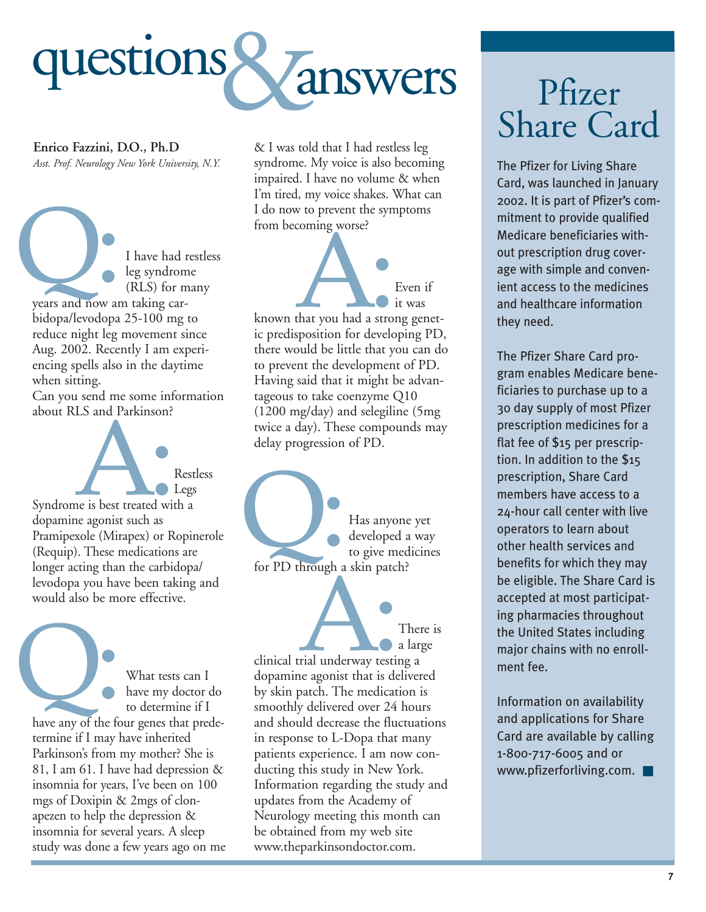# questions & answers

**Enrico Fazzini, D.O., Ph.D**
*Asst. Prof. Neurology New York University, N.Y.*

**Q:** I have had restless leg syndrome (RLS) for many years and now am taking carbidopa/levodopa 25-100 mg to reduce night leg movement since Aug. 2002. Recently I am experiencing spells also in the daytime when sitting.
Can you send me some information about RLS and Parkinson?

**A:** Restless Legs Syndrome is best treated with a dopamine agonist such as Pramipexole (Mirapex) or Ropinerole (Requip). These medications are longer acting than the carbidopa/levodopa you have been taking and would also be more effective.

**Q:** What tests can I have my doctor do to determine if I have any of the four genes that predetermine if I may have inherited Parkinson's from my mother? She is 81, I am 61. I have had depression & insomnia for years, I've been on 100 mgs of Doxipin & 2mgs of clonapezen to help the depression & insomnia for several years. A sleep study was done a few years ago on me & I was told that I had restless leg syndrome. My voice is also becoming impaired. I have no volume & when I'm tired, my voice shakes. What can I do now to prevent the symptoms from becoming worse?

**A:** Even if it was known that you had a strong genetic predisposition for developing PD, there would be little that you can do to prevent the development of PD. Having said that it might be advantageous to take coenzyme Q10 (1200 mg/day) and selegiline (5mg twice a day). These compounds may delay progression of PD.

**Q:** Has anyone yet developed a way to give medicines for PD through a skin patch?

**A:** There is a large clinical trial underway testing a dopamine agonist that is delivered by skin patch. The medication is smoothly delivered over 24 hours and should decrease the fluctuations in response to L-Dopa that many patients experience. I am now conducting this study in New York. Information regarding the study and updates from the Academy of Neurology meeting this month can be obtained from my web site www.theparkinsondoctor.com.

## Pfizer Share Card

The Pfizer for Living Share Card, was launched in January 2002. It is part of Pfizer's commitment to provide qualified Medicare beneficiaries without prescription drug coverage with simple and convenient access to the medicines and healthcare information they need.

The Pfizer Share Card program enables Medicare beneficiaries to purchase up to a 30 day supply of most Pfizer prescription medicines for a flat fee of $15 per prescription. In addition to the $15 prescription, Share Card members have access to a 24-hour call center with live operators to learn about other health services and benefits for which they may be eligible. The Share Card is accepted at most participating pharmacies throughout the United States including major chains with no enrollment fee.

Information on availability and applications for Share Card are available by calling 1-800-717-6005 and or www.pfizerforliving.com. ■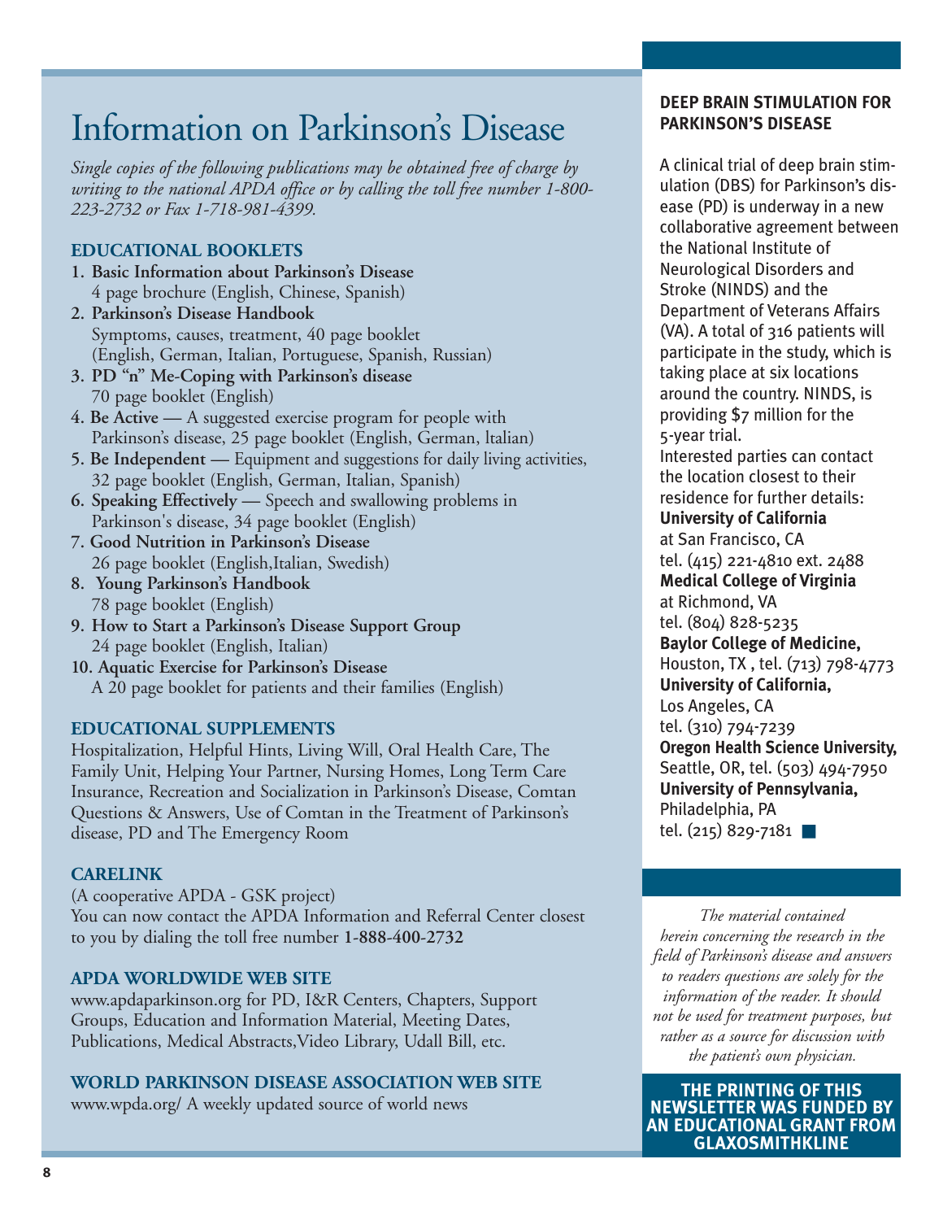# Information on Parkinson's Disease

*Single copies of the following publications may be obtained free of charge by writing to the national APDA office or by calling the toll free number 1-800-223-2732 or Fax 1-718-981-4399.*

### EDUCATIONAL BOOKLETS

1. **Basic Information about Parkinson's Disease**
   4 page brochure (English, Chinese, Spanish)
2. **Parkinson's Disease Handbook**
   Symptoms, causes, treatment, 40 page booklet
   (English, German, Italian, Portuguese, Spanish, Russian)
3. **PD "n" Me-Coping with Parkinson's disease**
   70 page booklet (English)
4. **Be Active** — A suggested exercise program for people with Parkinson's disease, 25 page booklet (English, German, Italian)
5. **Be Independent** — Equipment and suggestions for daily living activities, 32 page booklet (English, German, Italian, Spanish)
6. **Speaking Effectively** — Speech and swallowing problems in Parkinson's disease, 34 page booklet (English)
7. **Good Nutrition in Parkinson's Disease**
   26 page booklet (English,Italian, Swedish)
8. **Young Parkinson's Handbook**
   78 page booklet (English)
9. **How to Start a Parkinson's Disease Support Group**
   24 page booklet (English, Italian)
10. **Aquatic Exercise for Parkinson's Disease**
    A 20 page booklet for patients and their families (English)

### EDUCATIONAL SUPPLEMENTS

Hospitalization, Helpful Hints, Living Will, Oral Health Care, The Family Unit, Helping Your Partner, Nursing Homes, Long Term Care Insurance, Recreation and Socialization in Parkinson's Disease, Comtan Questions & Answers, Use of Comtan in the Treatment of Parkinson's disease, PD and The Emergency Room

### CARELINK

(A cooperative APDA - GSK project)
You can now contact the APDA Information and Referral Center closest to you by dialing the toll free number **1-888-400-2732**

### APDA WORLDWIDE WEB SITE

www.apdaparkinson.org for PD, I&R Centers, Chapters, Support Groups, Education and Information Material, Meeting Dates, Publications, Medical Abstracts,Video Library, Udall Bill, etc.

### WORLD PARKINSON DISEASE ASSOCIATION WEB SITE

www.wpda.org/ A weekly updated source of world news

### DEEP BRAIN STIMULATION FOR PARKINSON'S DISEASE

A clinical trial of deep brain stimulation (DBS) for Parkinson's disease (PD) is underway in a new collaborative agreement between the National Institute of Neurological Disorders and Stroke (NINDS) and the Department of Veterans Affairs (VA). A total of 316 patients will participate in the study, which is taking place at six locations around the country. NINDS, is providing $7 million for the 5-year trial.

Interested parties can contact the location closest to their residence for further details:

**University of California**
at San Francisco, CA
tel. (415) 221-4810 ext. 2488

**Medical College of Virginia**
at Richmond, VA
tel. (804) 828-5235

**Baylor College of Medicine,**
Houston, TX , tel. (713) 798-4773

**University of California,**
Los Angeles, CA
tel. (310) 794-7239

**Oregon Health Science University,**
Seattle, OR, tel. (503) 494-7950

**University of Pennsylvania,**
Philadelphia, PA
tel. (215) 829-7181

*The material contained herein concerning the research in the field of Parkinson's disease and answers to readers questions are solely for the information of the reader. It should not be used for treatment purposes, but rather as a source for discussion with the patient's own physician.*

**THE PRINTING OF THIS NEWSLETTER WAS FUNDED BY AN EDUCATIONAL GRANT FROM GLAXOSMITHKLINE**